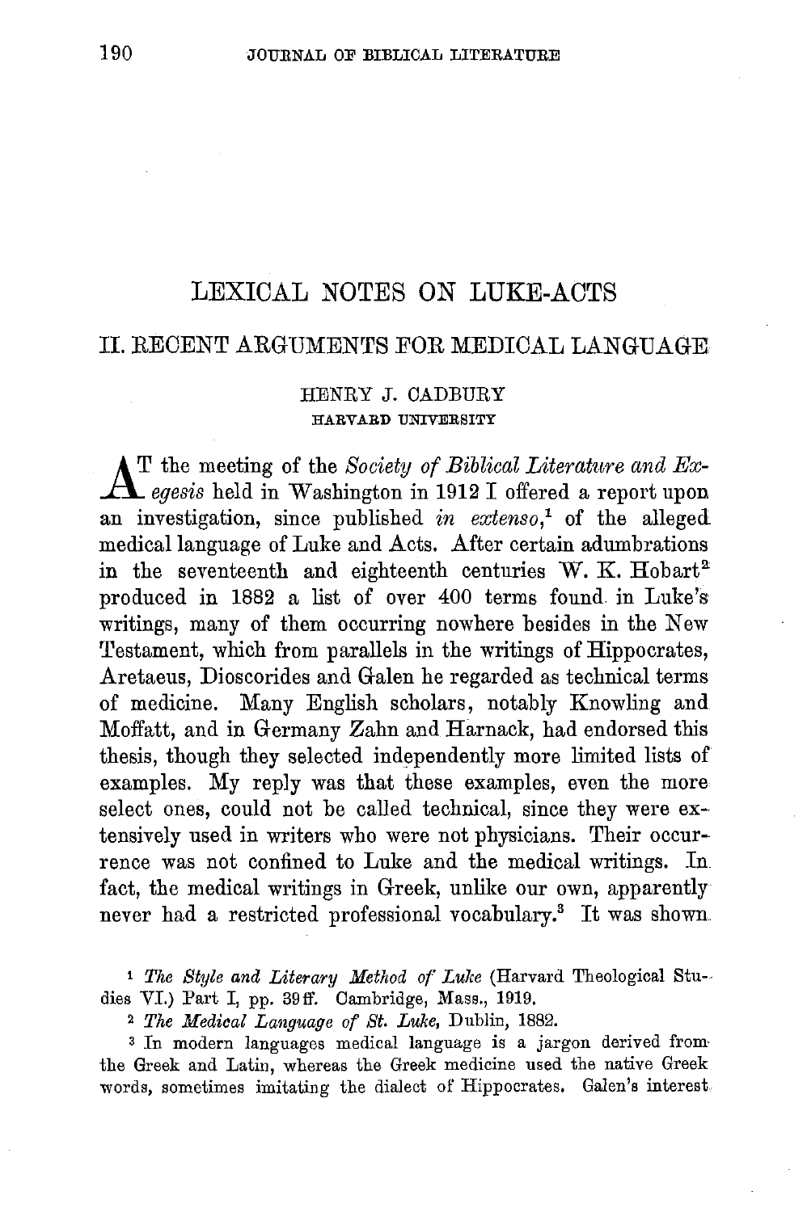# LEXICAL NOTES ON LUKE-ACTS

## II. RECENT ARGUMENTS FOR MEDICAL LANGUAGE

HENRY J. CADBURY

HARVARD UNIVERSITY

AT the meeting of the *Society of Biblical Literature and Exegesis* held in Washington in 1912 I offered a report upon an investigation, since published *in extenso*,[1] of the alleged medical language of Luke and Acts. After certain adumbrations in the seventeenth and eighteenth centuries W. K. Hobart[2] produced in 1882 a list of over 400 terms found in Luke's writings, many of them occurring nowhere besides in the New Testament, which from parallels in the writings of Hippocrates, Aretaeus, Dioscorides and Galen he regarded as technical terms of medicine. Many English scholars, notably Knowling and Moffatt, and in Germany Zahn and Harnack, had endorsed this thesis, though they selected independently more limited lists of examples. My reply was that these examples, even the more select ones, could not be called technical, since they were extensively used in writers who were not physicians. Their occurrence was not confined to Luke and the medical writings. In fact, the medical writings in Greek, unlike our own, apparently never had a restricted professional vocabulary.[3] It was shown

[1] *The Style and Literary Method of Luke* (Harvard Theological Studies VI.) Part I, pp. 39 ff. Cambridge, Mass., 1919.

[2] *The Medical Language of St. Luke*, Dublin, 1882.

[3] In modern languages medical language is a jargon derived from the Greek and Latin, whereas the Greek medicine used the native Greek words, sometimes imitating the dialect of Hippocrates. Galen's interest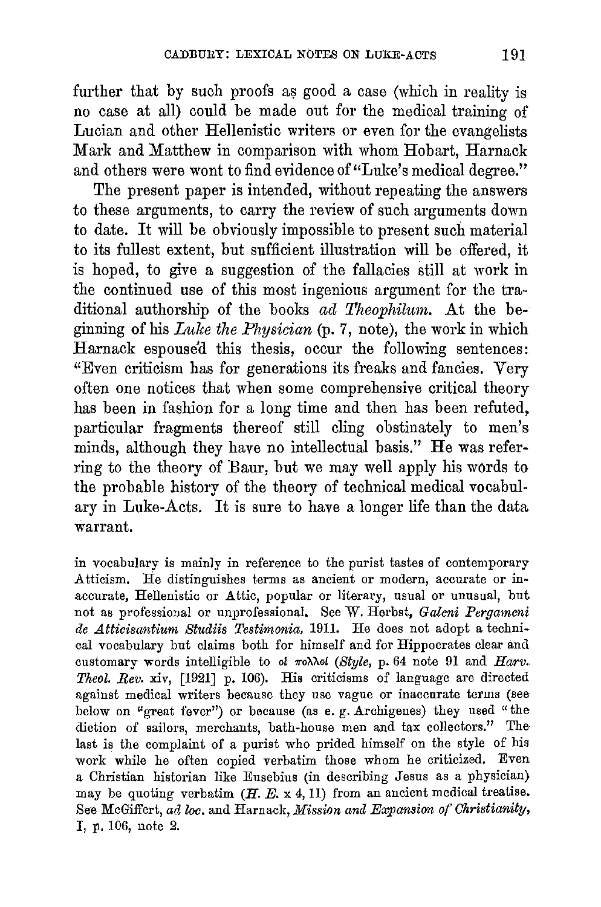further that by such proofs as good a case (which in reality is no case at all) could be made out for the medical training of Lucian and other Hellenistic writers or even for the evangelists Mark and Matthew in comparison with whom Hobart, Harnack and others were wont to find evidence of "Luke's medical degree."

The present paper is intended, without repeating the answers to these arguments, to carry the review of such arguments down to date. It will be obviously impossible to present such material to its fullest extent, but sufficient illustration will be offered, it is hoped, to give a suggestion of the fallacies still at work in the continued use of this most ingenious argument for the traditional authorship of the books *ad Theophilum*. At the beginning of his *Luke the Physician* (p. 7, note), the work in which Harnack espoused this thesis, occur the following sentences: "Even criticism has for generations its freaks and fancies. Very often one notices that when some comprehensive critical theory has been in fashion for a long time and then has been refuted, particular fragments thereof still cling obstinately to men's minds, although they have no intellectual basis." He was referring to the theory of Baur, but we may well apply his words to the probable history of the theory of technical medical vocabulary in Luke-Acts. It is sure to have a longer life than the data warrant.

in vocabulary is mainly in reference to the purist tastes of contemporary Atticism. He distinguishes terms as ancient or modern, accurate or inaccurate, Hellenistic or Attic, popular or literary, usual or unusual, but not as professional or unprofessional. See W. Herbst, *Galeni Pergameni de Atticisantium Studiis Testimonia,* 1911. He does not adopt a technical vocabulary but claims both for himself and for Hippocrates clear and customary words intelligible to οἱ πολλοί (*Style*, p. 64 note 91 and *Harv. Theol. Rev.* xiv, [1921] p. 106). His criticisms of language are directed against medical writers because they use vague or inaccurate terms (see below on "great fever") or because (as e. g. Archigenes) they used "the diction of sailors, merchants, bath-house men and tax collectors." The last is the complaint of a purist who prided himself on the style of his work while he often copied verbatim those whom he criticized. Even a Christian historian like Eusebius (in describing Jesus as a physician) may be quoting verbatim (*H. E.* x 4, 11) from an ancient medical treatise. See McGiffert, *ad loc.* and Harnack, *Mission and Expansion of Christianity,* I, p. 106, note 2.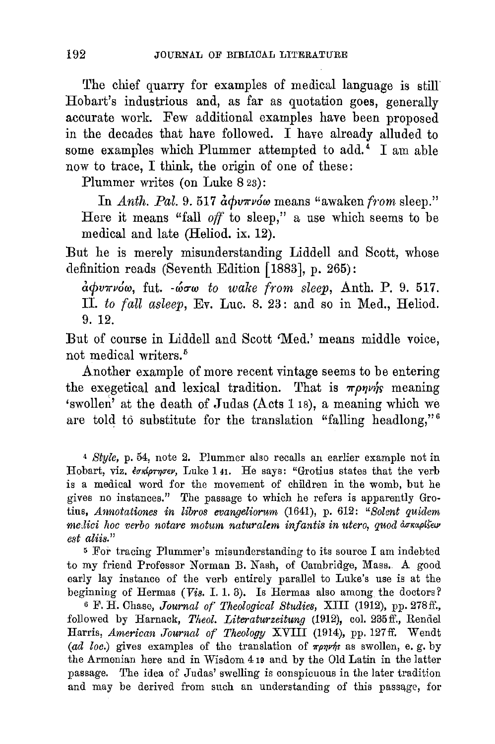The chief quarry for examples of medical language is still Hobart's industrious and, as far as quotation goes, generally accurate work. Few additional examples have been proposed in the decades that have followed. I have already alluded to some examples which Plummer attempted to add.[4] I am able now to trace, I think, the origin of one of these:

Plummer writes (on Luke 8 23):

> In *Anth. Pal.* 9. 517 ἀφυπνόω means "awaken *from* sleep." Here it means "fall *off* to sleep," a use which seems to be medical and late (Heliod. ix. 12).

But he is merely misunderstanding Liddell and Scott, whose definition reads (Seventh Edition [1883], p. 265):

> ἀφυπνόω, fut. -ώσω *to wake from sleep*, Anth. P. 9. 517. II. *to fall asleep*, Ev. Luc. 8. 23: and so in Med., Heliod. 9. 12.

But of course in Liddell and Scott 'Med.' means middle voice, not medical writers.[5]

Another example of more recent vintage seems to be entering the exegetical and lexical tradition. That is πρηνής meaning 'swollen' at the death of Judas (Acts 1 18), a meaning which we are told to substitute for the translation "falling headlong,"[6]

---

[4] *Style*, p. 54, note 2. Plummer also recalls an earlier example not in Hobart, viz. ἐσκίρτησεν, Luke 1 41. He says: "Grotius states that the verb is a medical word for the movement of children in the womb, but he gives no instances." The passage to which he refers is apparently Grotius, *Annotationes in libros evangeliorum* (1641), p. 612: "*Solent quidem medici hoc verbo notare motum naturalem infantis in utero, quod* ἀσκαρίζειν *est aliis.*"

[5] For tracing Plummer's misunderstanding to its source I am indebted to my friend Professor Norman B. Nash, of Cambridge, Mass. A good early lay instance of the verb entirely parallel to Luke's use is at the beginning of Hermas (*Vis.* I. 1. 3). Is Hermas also among the doctors?

[6] F. H. Chase, *Journal of Theological Studies*, XIII (1912), pp. 278 ff., followed by Harnack, *Theol. Literaturzeitung* (1912), col. 235 ff., Rendel Harris, *American Journal of Theology* XVIII (1914), pp. 127 ff. Wendt (*ad loc.*) gives examples of the translation of πρηνής as swollen, e. g. by the Armenian here and in Wisdom 4 19 and by the Old Latin in the latter passage. The idea of Judas' swelling is conspicuous in the later tradition and may be derived from such an understanding of this passage, for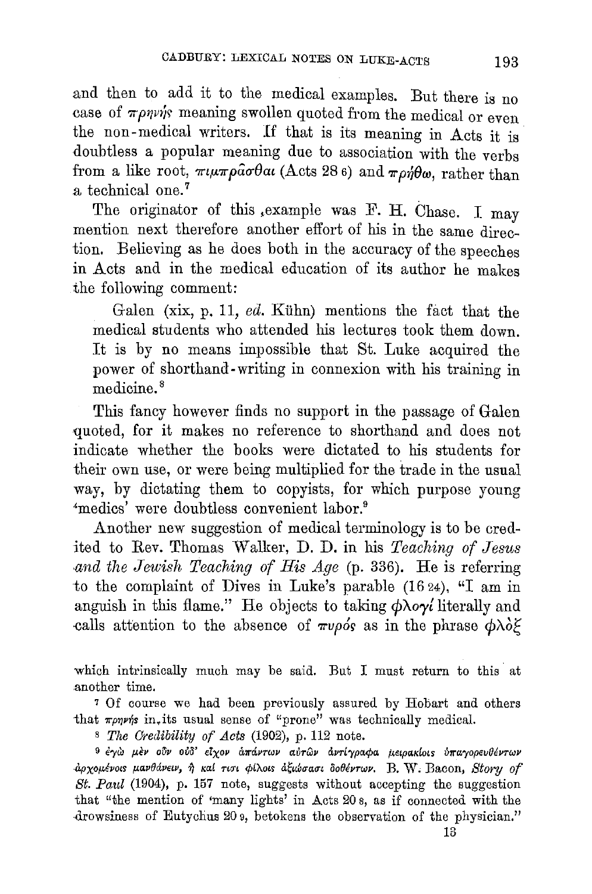and then to add it to the medical examples. But there is no case of πρηνής meaning swollen quoted from the medical or even the non-medical writers. If that is its meaning in Acts it is doubtless a popular meaning due to association with the verbs from a like root, πιμπρᾶσθαι (Acts 28 6) and πρήθω, rather than a technical one.[7]

The originator of this example was F. H. Chase. I may mention next therefore another effort of his in the same direction. Believing as he does both in the accuracy of the speeches in Acts and in the medical education of its author he makes the following comment:

> Galen (xix, p. 11, *ed.* Kühn) mentions the fact that the medical students who attended his lectures took them down. It is by no means impossible that St. Luke acquired the power of shorthand-writing in connexion with his training in medicine.[8]

This fancy however finds no support in the passage of Galen quoted, for it makes no reference to shorthand and does not indicate whether the books were dictated to his students for their own use, or were being multiplied for the trade in the usual way, by dictating them to copyists, for which purpose young 'medics' were doubtless convenient labor.[9]

Another new suggestion of medical terminology is to be credited to Rev. Thomas Walker, D. D. in his *Teaching of Jesus and the Jewish Teaching of His Age* (p. 336). He is referring to the complaint of Dives in Luke's parable (16 24), "I am in anguish in this flame." He objects to taking φλογί literally and calls attention to the absence of πυρός as in the phrase φλὸξ

which intrinsically much may be said. But I must return to this at another time.

[7] Of course we had been previously assured by Hobart and others that πρηνής in its usual sense of "prone" was technically medical.

[8] *The Credibility of Acts* (1902), p. 112 note.

[9] ἐγὼ μὲν οὖν οὐδ' εἶχον ἁπάντων αὐτῶν ἀντίγραφα μειρακίοις ὑπαγορευθέντων ἀρχομένοις μανθάνειν, ἢ καί τισι φίλοις ἀξιώσασι δοθέντων. B. W. Bacon, *Story of St. Paul* (1904), p. 157 note, suggests without accepting the suggestion that "the mention of 'many lights' in Acts 20 8, as if connected with the drowsiness of Eutychus 20 9, betokens the observation of the physician."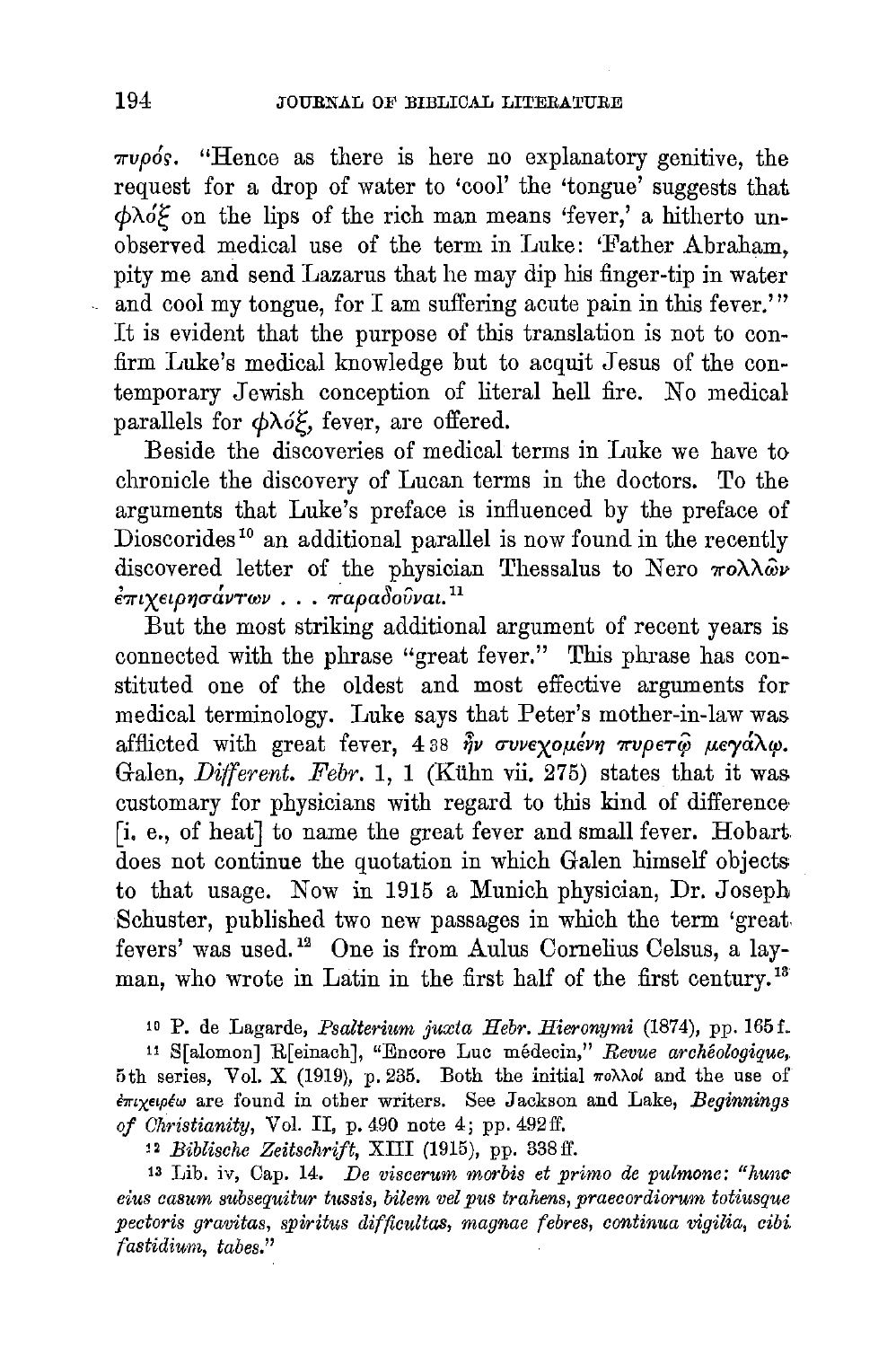πυρός. "Hence as there is here no explanatory genitive, the request for a drop of water to 'cool' the 'tongue' suggests that φλόξ on the lips of the rich man means 'fever,' a hitherto unobserved medical use of the term in Luke: 'Father Abraham, pity me and send Lazarus that he may dip his finger-tip in water and cool my tongue, for I am suffering acute pain in this fever.'" It is evident that the purpose of this translation is not to confirm Luke's medical knowledge but to acquit Jesus of the contemporary Jewish conception of literal hell fire. No medical parallels for φλόξ, fever, are offered.

Beside the discoveries of medical terms in Luke we have to chronicle the discovery of Lucan terms in the doctors. To the arguments that Luke's preface is influenced by the preface of Dioscorides[10] an additional parallel is now found in the recently discovered letter of the physician Thessalus to Nero πολλῶν ἐπιχειρησάντων . . . παραδοῦναι.[11]

But the most striking additional argument of recent years is connected with the phrase "great fever." This phrase has constituted one of the oldest and most effective arguments for medical terminology. Luke says that Peter's mother-in-law was afflicted with great fever, 4 38 ἦν συνεχομένη πυρετῷ μεγάλῳ. Galen, *Different. Febr.* 1, 1 (Kühn vii. 275) states that it was customary for physicians with regard to this kind of difference [i. e., of heat] to name the great fever and small fever. Hobart does not continue the quotation in which Galen himself objects to that usage. Now in 1915 a Munich physician, Dr. Joseph Schuster, published two new passages in which the term 'great fevers' was used.[12] One is from Aulus Cornelius Celsus, a layman, who wrote in Latin in the first half of the first century.[13]

[10] P. de Lagarde, *Psalterium juxta Hebr. Hieronymi* (1874), pp. 165 f.

[11] S[alomon] R[einach], "Encore Luc médecin," *Revue archéologique*, 5th series, Vol. X (1919), p. 235. Both the initial πολλοί and the use of ἐπιχειρέω are found in other writers. See Jackson and Lake, *Beginnings of Christianity*, Vol. II, p. 490 note 4; pp. 492 ff.

[12] *Biblische Zeitschrift*, XIII (1915), pp. 338 ff.

[13] Lib. iv, Cap. 14. *De viscerum morbis et primo de pulmone: "hunc eius casum subsequitur tussis, bilem vel pus trahens, praecordiorum totiusque pectoris gravitas, spiritus difficultas, magnae febres, continua vigilia, cibi fastidium, tabes."*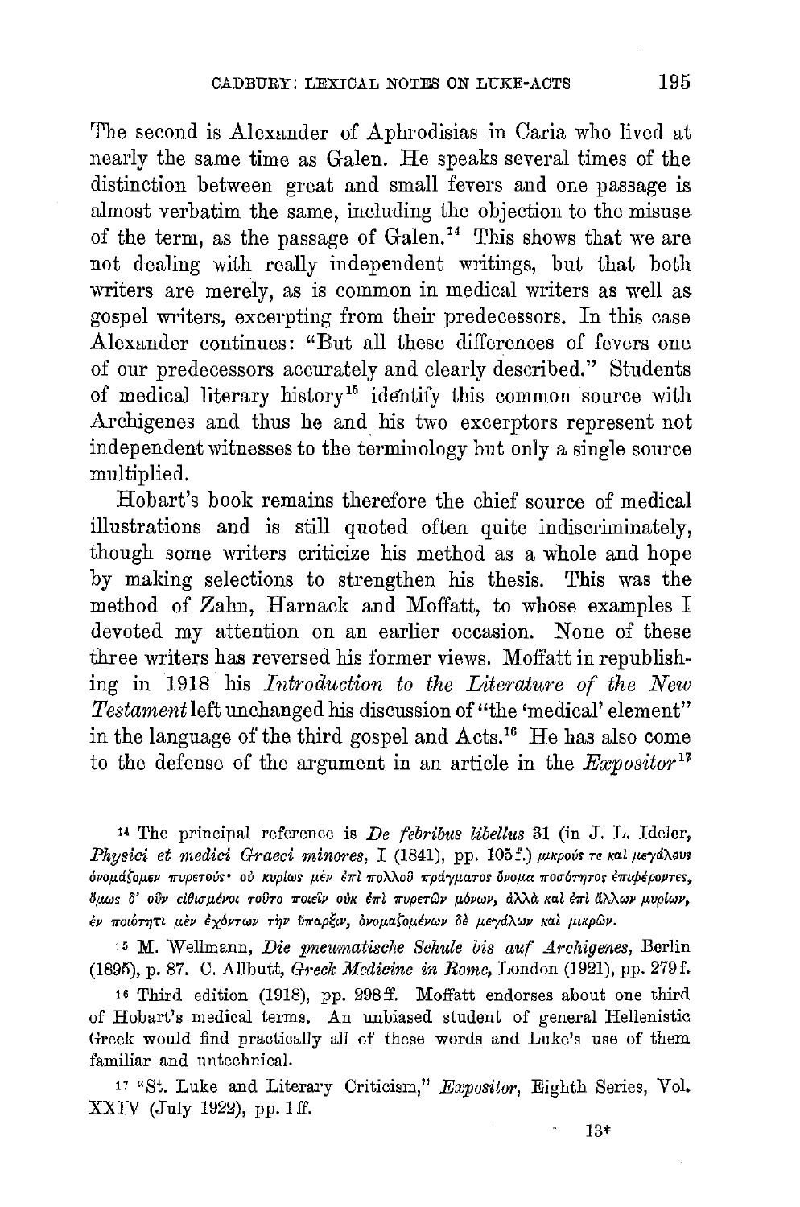The second is Alexander of Aphrodisias in Caria who lived at nearly the same time as Galen. He speaks several times of the distinction between great and small fevers and one passage is almost verbatim the same, including the objection to the misuse of the term, as the passage of Galen.[14] This shows that we are not dealing with really independent writings, but that both writers are merely, as is common in medical writers as well as gospel writers, excerpting from their predecessors. In this case Alexander continues: "But all these differences of fevers one of our predecessors accurately and clearly described." Students of medical literary history[15] identify this common source with Archigenes and thus he and his two excerptors represent not independent witnesses to the terminology but only a single source multiplied.

Hobart's book remains therefore the chief source of medical illustrations and is still quoted often quite indiscriminately, though some writers criticize his method as a whole and hope by making selections to strengthen his thesis. This was the method of Zahn, Harnack and Moffatt, to whose examples I devoted my attention on an earlier occasion. None of these three writers has reversed his former views. Moffatt in republishing in 1918 his *Introduction to the Literature of the New Testament* left unchanged his discussion of "the 'medical' element" in the language of the third gospel and Acts.[16] He has also come to the defense of the argument in an article in the *Expositor*[17]

---

[14] The principal reference is *De febribus libellus* 31 (in J. L. Ideler, *Physici et medici Graeci minores*, I (1841), pp. 105 f.) μικροὺς τε καὶ μεγάλους ὀνομάζομεν πυρετούς· οὐ κυρίως μὲν ἐπὶ πολλοῦ πράγματος ὄνομα ποσότητος ἐπιφέροντες, ὅμως δ' οὖν εἰθισμένοι τοῦτο ποιεῖν οὐκ ἐπὶ πυρετῶν μόνων, ἀλλὰ καὶ ἐπὶ ἄλλων μυρίων, ἐν ποιότητι μὲν ἐχόντων τὴν ὕπαρξιν, ὀνομαζομένων δὲ μεγάλων καὶ μικρῶν.

[15] M. Wellmann, *Die pneumatische Schule bis auf Archigenes*, Berlin (1895), p. 87. C. Allbutt, *Greek Medicine in Rome*, London (1921), pp. 279 f.

[16] Third edition (1918), pp. 298 ff. Moffatt endorses about one third of Hobart's medical terms. An unbiased student of general Hellenistic Greek would find practically all of these words and Luke's use of them familiar and untechnical.

[17] "St. Luke and Literary Criticism," *Expositor*, Eighth Series, Vol. XXIV (July 1922), pp. 1 ff.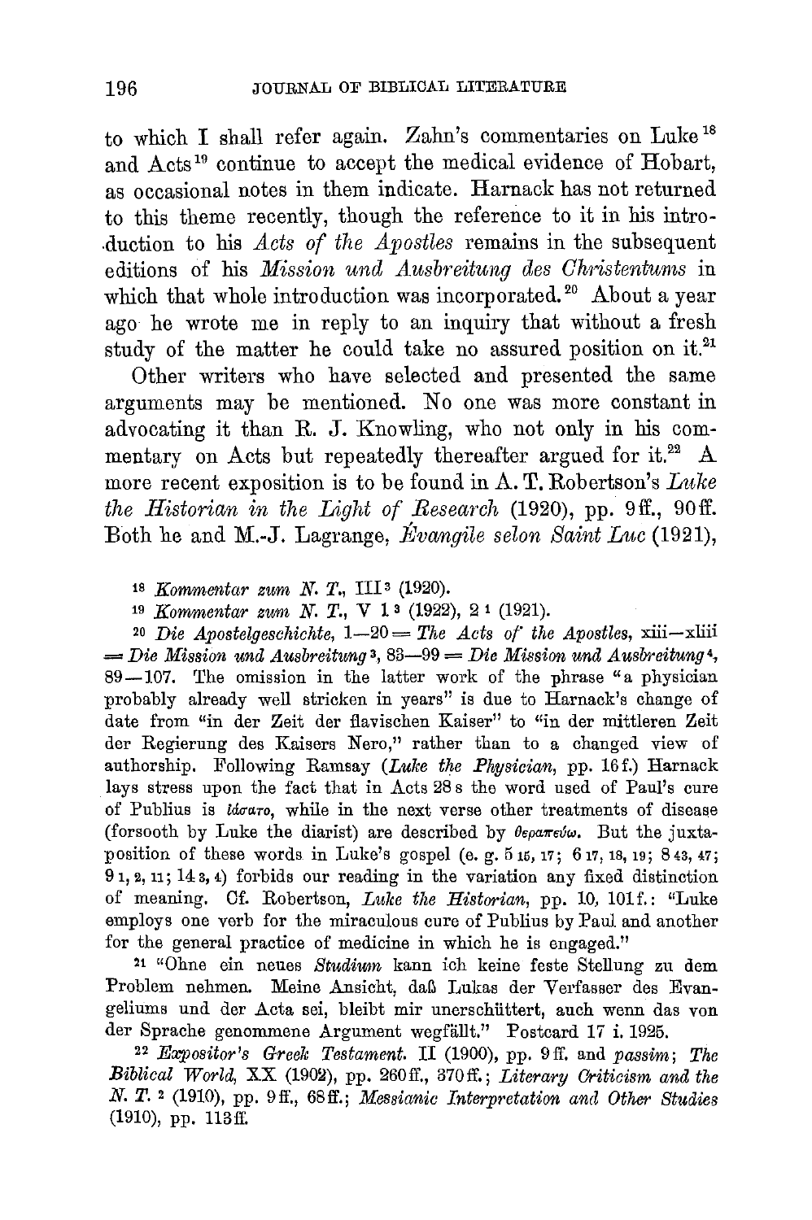to which I shall refer again. Zahn's commentaries on Luke [18] and Acts [19] continue to accept the medical evidence of Hobart, as occasional notes in them indicate. Harnack has not returned to this theme recently, though the reference to it in his introduction to his *Acts of the Apostles* remains in the subsequent editions of his *Mission und Ausbreitung des Christentums* in which that whole introduction was incorporated. [20] About a year ago he wrote me in reply to an inquiry that without a fresh study of the matter he could take no assured position on it. [21]

Other writers who have selected and presented the same arguments may be mentioned. No one was more constant in advocating it than R. J. Knowling, who not only in his commentary on Acts but repeatedly thereafter argued for it. [22] A more recent exposition is to be found in A. T. Robertson's *Luke the Historian in the Light of Research* (1920), pp. 9 ff., 90 ff. Both he and M.-J. Lagrange, *Évangile selon Saint Luc* (1921),

[18] *Kommentar zum N. T.*, III³ (1920).

[19] *Kommentar zum N. T.*, V 1³ (1922), 2¹ (1921).

[20] *Die Apostelgeschichte*, 1—20 = *The Acts of the Apostles*, xiii—xliii = *Die Mission und Ausbreitung*³, 83—99 = *Die Mission und Ausbreitung*⁴, 89—107. The omission in the latter work of the phrase "a physician probably already well stricken in years" is due to Harnack's change of date from "in der Zeit der flavischen Kaiser" to "in der mittleren Zeit der Regierung des Kaisers Nero," rather than to a changed view of authorship. Following Ramsay (*Luke the Physician*, pp. 16 f.) Harnack lays stress upon the fact that in Acts 28 8 the word used of Paul's cure of Publius is ἰάσατο, while in the next verse other treatments of disease (forsooth by Luke the diarist) are described by θεραπεύω. But the juxtaposition of these words in Luke's gospel (e. g. 5 15, 17; 6 17, 18, 19; 8 43, 47; 9 1, 2, 11; 14 3, 4) forbids our reading in the variation any fixed distinction of meaning. Cf. Robertson, *Luke the Historian*, pp. 10, 101 f.: "Luke employs one verb for the miraculous cure of Publius by Paul and another for the general practice of medicine in which he is engaged."

[21] "Ohne ein neues *Studium* kann ich keine feste Stellung zu dem Problem nehmen. Meine Ansicht, daß Lukas der Verfasser des Evangeliums und der Acta sei, bleibt mir unerschüttert, auch wenn das von der Sprache genommene Argument wegfällt." Postcard 17 i. 1925.

[22] *Expositor's Greek Testament.* II (1900), pp. 9 ff. and *passim*; *The Biblical World*, XX (1902), pp. 260 ff., 370 ff.; *Literary Criticism and the N. T.*² (1910), pp. 9 ff., 68 ff.; *Messianic Interpretation and Other Studies* (1910), pp. 113 ff.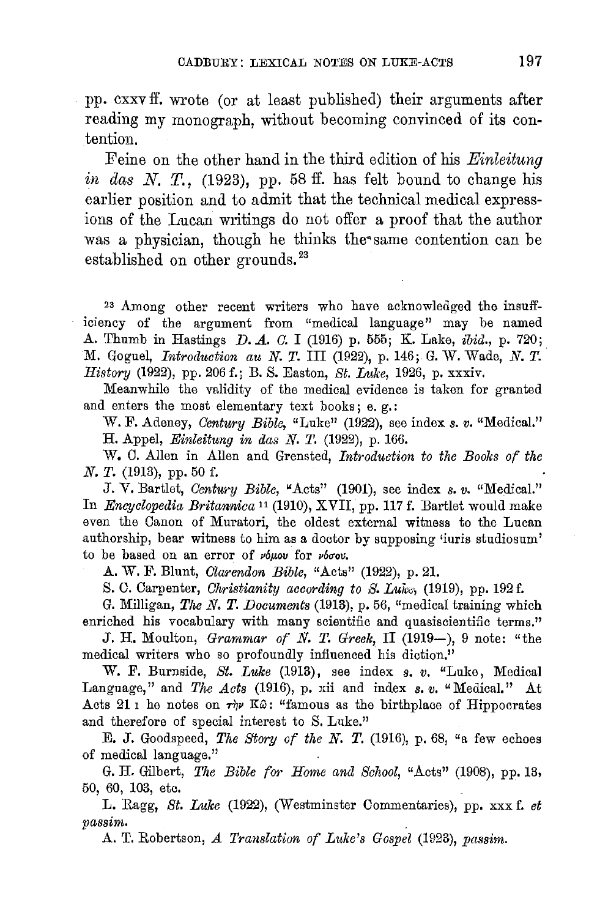pp. cxxv ff. wrote (or at least published) their arguments after reading my monograph, without becoming convinced of its contention.

Feine on the other hand in the third edition of his *Einleitung in das N. T.*, (1923), pp. 58 ff. has felt bound to change his earlier position and to admit that the technical medical expressions of the Lucan writings do not offer a proof that the author was a physician, though he thinks the same contention can be established on other grounds.[23]

[23] Among other recent writers who have acknowledged the insufficiency of the argument from "medical language" may be named A. Thumb in Hastings *D. A. C.* I (1916) p. 555; K. Lake, *ibid.*, p. 720; M. Goguel, *Introduction au N. T.* III (1922), p. 146; G. W. Wade, *N. T. History* (1922), pp. 206 f.; B. S. Easton, *St. Luke*, 1926, p. xxxiv.

Meanwhile the validity of the medical evidence is taken for granted and enters the most elementary text books; e. g.:

W. F. Adeney, *Century Bible*, "Luke" (1922), see index *s. v.* "Medical."

H. Appel, *Einleitung in das N. T.* (1922), p. 166.

W. C. Allen in Allen and Grensted, *Introduction to the Books of the N. T.* (1913), pp. 50 f.

J. V. Bartlet, *Century Bible*, "Acts" (1901), see index *s. v.* "Medical." In *Encyclopedia Britannica* [11] (1910), XVII, pp. 117 f. Bartlet would make even the Canon of Muratori, the oldest external witness to the Lucan authorship, bear witness to him as a doctor by supposing 'iuris studiosum' to be based on an error of *νόμου* for *νόσου*.

A. W. F. Blunt, *Clarendon Bible*, "Acts" (1922), p. 21.

S. C. Carpenter, *Christianity according to S. Luke*, (1919), pp. 192 f.

G. Milligan, *The N. T. Documents* (1913), p. 56, "medical training which enriched his vocabulary with many scientific and quasiscientific terms."

J. H. Moulton, *Grammar of N. T. Greek*, II (1919—), 9 note: "the medical writers who so profoundly influenced his diction."

W. F. Burnside, *St. Luke* (1913), see index *s. v.* "Luke, Medical Language," and *The Acts* (1916), p. xii and index *s. v.* "Medical." At Acts 21 1 he notes on *τὴν Κῶ*: "famous as the birthplace of Hippocrates and therefore of special interest to S. Luke."

E. J. Goodspeed, *The Story of the N. T.* (1916), p. 68, "a few echoes of medical language."

G. H. Gilbert, *The Bible for Home and School*, "Acts" (1908), pp. 13, 50, 60, 103, etc.

L. Ragg, *St. Luke* (1922), (Westminster Commentaries), pp. xxx f. *et passim*.

A. T. Robertson, *A Translation of Luke's Gospel* (1923), *passim*.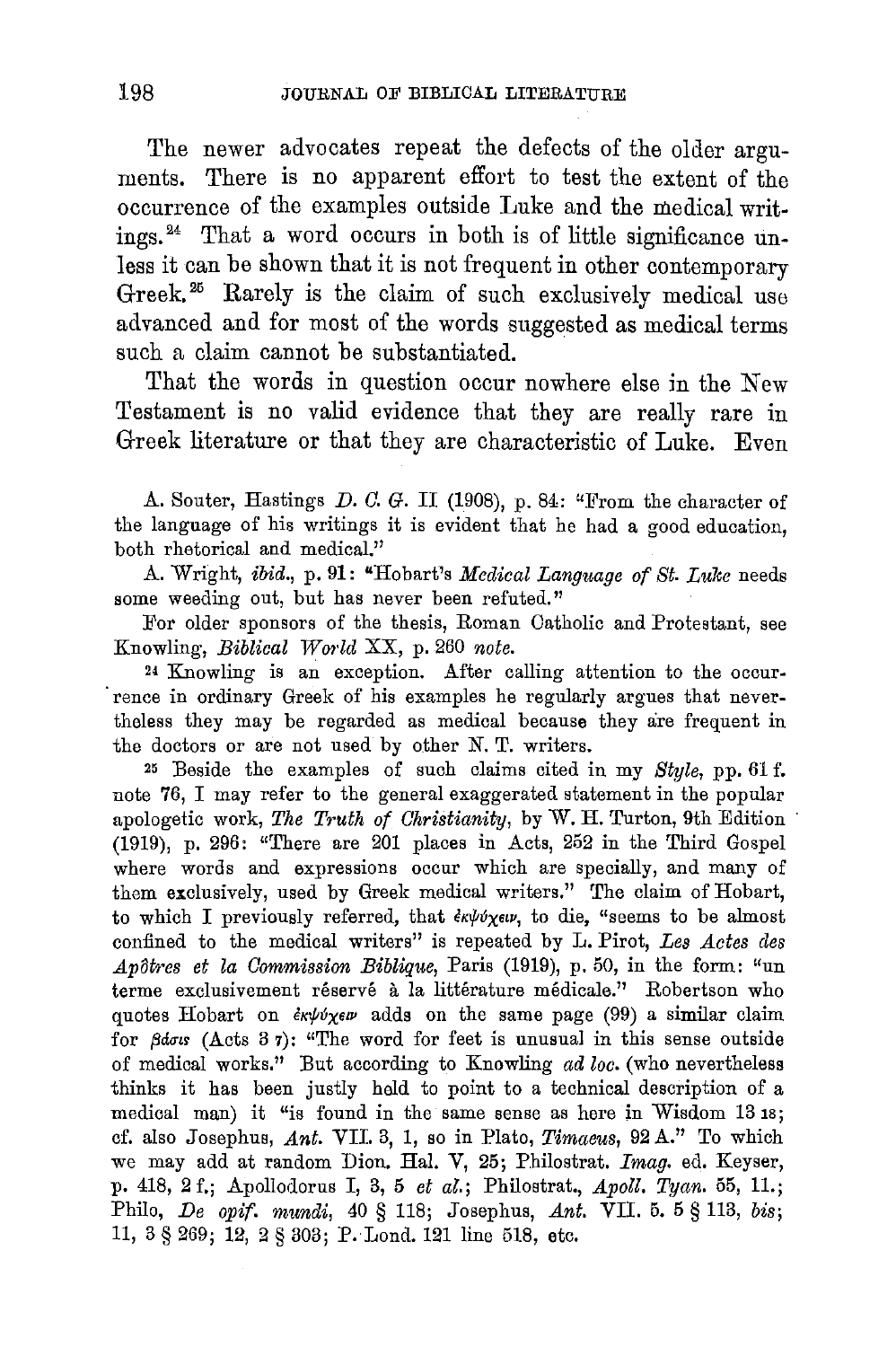The newer advocates repeat the defects of the older arguments. There is no apparent effort to test the extent of the occurrence of the examples outside Luke and the medical writings.[24] That a word occurs in both is of little significance unless it can be shown that it is not frequent in other contemporary Greek.[25] Rarely is the claim of such exclusively medical use advanced and for most of the words suggested as medical terms such a claim cannot be substantiated.

That the words in question occur nowhere else in the New Testament is no valid evidence that they are really rare in Greek literature or that they are characteristic of Luke. Even

A. Souter, Hastings *D. C. G.* II (1908), p. 84: "From the character of the language of his writings it is evident that he had a good education, both rhetorical and medical."

A. Wright, *ibid.*, p. 91: "Hobart's *Medical Language of St. Luke* needs some weeding out, but has never been refuted."

For older sponsors of the thesis, Roman Catholic and Protestant, see Knowling, *Biblical World* XX, p. 260 *note*.

[24] Knowling is an exception. After calling attention to the occurrence in ordinary Greek of his examples he regularly argues that nevertheless they may be regarded as medical because they are frequent in the doctors or are not used by other N. T. writers.

[25] Beside the examples of such claims cited in my *Style*, pp. 61 f. note 76, I may refer to the general exaggerated statement in the popular apologetic work, *The Truth of Christianity*, by W. H. Turton, 9th Edition (1919), p. 296: "There are 201 places in Acts, 252 in the Third Gospel where words and expressions occur which are specially, and many of them exclusively, used by Greek medical writers." The claim of Hobart, to which I previously referred, that *ἐκψύχειν*, to die, "seems to be almost confined to the medical writers" is repeated by L. Pirot, *Les Actes des Apôtres et la Commission Biblique*, Paris (1919), p. 50, in the form: "un terme exclusivement réservé à la littérature médicale." Robertson who quotes Hobart on *ἐκψύχειν* adds on the same page (99) a similar claim for *βάσις* (Acts 3 7): "The word for feet is unusual in this sense outside of medical works." But according to Knowling *ad loc.* (who nevertheless thinks it has been justly held to point to a technical description of a medical man) it "is found in the same sense as here in Wisdom 13 18; cf. also Josephus, *Ant.* VII. 3, 1, so in Plato, *Timaeus*, 92 A." To which we may add at random Dion. Hal. V, 25; Philostrat. *Imag.* ed. Keyser, p. 418, 2 f.; Apollodorus I, 3, 5 *et al.*; Philostrat., *Apoll. Tyan.* 55, 11.; Philo, *De opif. mundi*, 40 § 118; Josephus, *Ant.* VII. 5. 5 § 113, *bis*; 11, 3 § 269; 12, 2 § 303; P. Lond. 121 line 518, etc.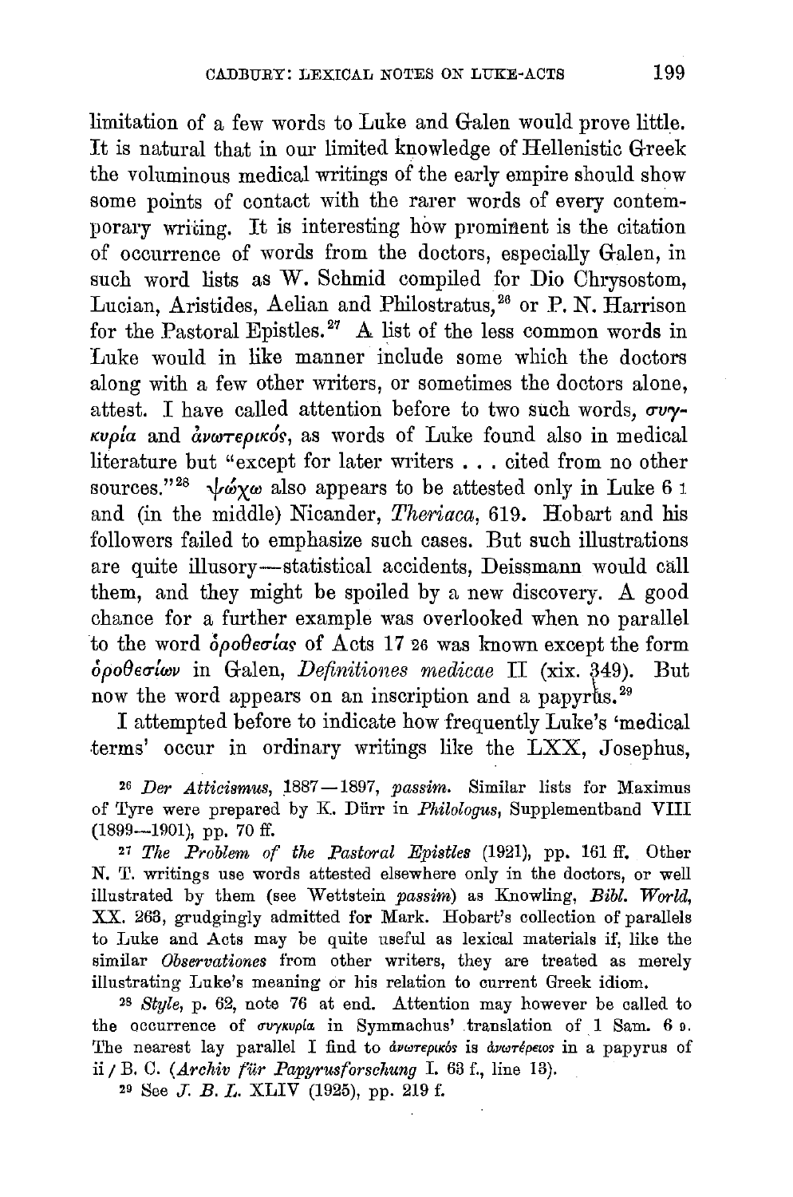limitation of a few words to Luke and Galen would prove little. It is natural that in our limited knowledge of Hellenistic Greek the voluminous medical writings of the early empire should show some points of contact with the rarer words of every contemporary writing. It is interesting how prominent is the citation of occurrence of words from the doctors, especially Galen, in such word lists as W. Schmid compiled for Dio Chrysostom, Lucian, Aristides, Aelian and Philostratus,[26] or P. N. Harrison for the Pastoral Epistles.[27] A list of the less common words in Luke would in like manner include some which the doctors along with a few other writers, or sometimes the doctors alone, attest. I have called attention before to two such words, *συγκυρία* and *ἀνωτερικός*, as words of Luke found also in medical literature but "except for later writers . . . cited from no other sources."[28] ψώχω also appears to be attested only in Luke 6 1 and (in the middle) Nicander, *Theriaca*, 619. Hobart and his followers failed to emphasize such cases. But such illustrations are quite illusory—statistical accidents, Deissmann would call them, and they might be spoiled by a new discovery. A good chance for a further example was overlooked when no parallel to the word *ὁροθεσίας* of Acts 17 26 was known except the form *ὁροθεσίων* in Galen, *Definitiones medicae* II (xix. 349). But now the word appears on an inscription and a papyrus.[29]

I attempted before to indicate how frequently Luke's 'medical terms' occur in ordinary writings like the LXX, Josephus,

[26] *Der Atticismus*, 1887—1897, *passim*. Similar lists for Maximus of Tyre were prepared by K. Dürr in *Philologus*, Supplementband VIII (1899—1901), pp. 70 ff.

[27] *The Problem of the Pastoral Epistles* (1921), pp. 161 ff. Other N. T. writings use words attested elsewhere only in the doctors, or well illustrated by them (see Wettstein *passim*) as Knowling, *Bibl. World*, XX. 263, grudgingly admitted for Mark. Hobart's collection of parallels to Luke and Acts may be quite useful as lexical materials if, like the similar *Observationes* from other writers, they are treated as merely illustrating Luke's meaning or his relation to current Greek idiom.

[28] *Style*, p. 62, note 76 at end. Attention may however be called to the occurrence of *συγκυρία* in Symmachus' translation of 1 Sam. 6 9. The nearest lay parallel I find to *ἀνωτερικός* is *ἀνωτέρειος* in a papyrus of ii / B. C. (*Archiv für Papyrusforschung* I. 63 f., line 13).

[29] See *J. B. L.* XLIV (1925), pp. 219 f.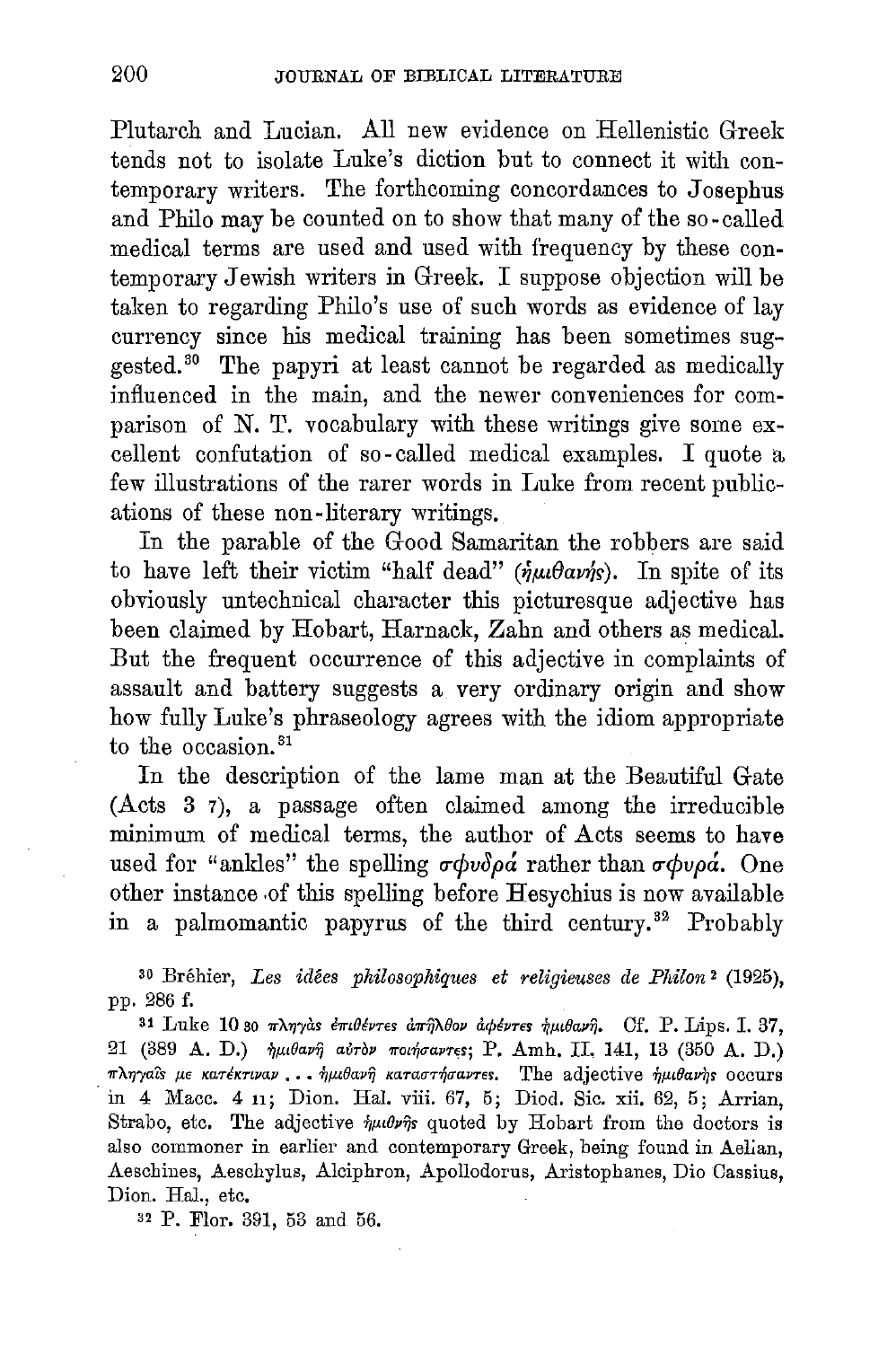Plutarch and Lucian. All new evidence on Hellenistic Greek tends not to isolate Luke's diction but to connect it with contemporary writers. The forthcoming concordances to Josephus and Philo may be counted on to show that many of the so-called medical terms are used and used with frequency by these contemporary Jewish writers in Greek. I suppose objection will be taken to regarding Philo's use of such words as evidence of lay currency since his medical training has been sometimes suggested.[30] The papyri at least cannot be regarded as medically influenced in the main, and the newer conveniences for comparison of N. T. vocabulary with these writings give some excellent confutation of so-called medical examples. I quote a few illustrations of the rarer words in Luke from recent publications of these non-literary writings.

In the parable of the Good Samaritan the robbers are said to have left their victim "half dead" (*ἡμιθανής*). In spite of its obviously untechnical character this picturesque adjective has been claimed by Hobart, Harnack, Zahn and others as medical. But the frequent occurrence of this adjective in complaints of assault and battery suggests a very ordinary origin and show how fully Luke's phraseology agrees with the idiom appropriate to the occasion.[31]

In the description of the lame man at the Beautiful Gate (Acts 3 7), a passage often claimed among the irreducible minimum of medical terms, the author of Acts seems to have used for "ankles" the spelling *σφυδρά* rather than *σφυρά*. One other instance of this spelling before Hesychius is now available in a palmomantic papyrus of the third century.[32] Probably

[30] Bréhier, *Les idées philosophiques et religieuses de Philon*[2] (1925), pp. 286 f.

[31] Luke 10 30 πληγὰς ἐπιθέντες ἀπῆλθον ἀφέντες ἡμιθανῆ. Cf. P. Lips. I. 37, 21 (389 A. D.) ἡμιθανῆ αὐτὸν ποιήσαντες; P. Amh. II. 141, 13 (350 A. D.) πληγαῖς με κατέκτιναν . . . ἡμιθανῆ καταστήσαντες. The adjective ἡμιθανής occurs in 4 Macc. 4 11; Dion. Hal. viii. 67, 5; Diod. Sic. xii. 62, 5; Arrian, Strabo, etc. The adjective ἡμιθνής quoted by Hobart from the doctors is also commoner in earlier and contemporary Greek, being found in Aelian, Aeschines, Aeschylus, Alciphron, Apollodorus, Aristophanes, Dio Cassius, Dion. Hal., etc.

[32] P. Flor. 391, 53 and 56.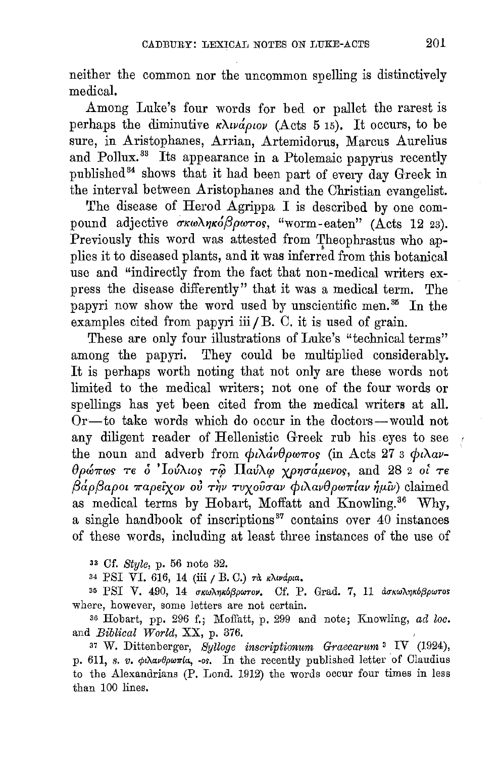neither the common nor the uncommon spelling is distinctively medical.

Among Luke's four words for bed or pallet the rarest is perhaps the diminutive κλινάριον (Acts 5 15). It occurs, to be sure, in Aristophanes, Arrian, Artemidorus, Marcus Aurelius and Pollux.[33] Its appearance in a Ptolemaic papyrus recently published[34] shows that it had been part of every day Greek in the interval between Aristophanes and the Christian evangelist.

The disease of Herod Agrippa I is described by one compound adjective σκωληκόβρωτος, "worm-eaten" (Acts 12 23). Previously this word was attested from Theophrastus who applies it to diseased plants, and it was inferred from this botanical use and "indirectly from the fact that non-medical writers express the disease differently" that it was a medical term. The papyri now show the word used by unscientific men.[35] In the examples cited from papyri iii / B. C. it is used of grain.

These are only four illustrations of Luke's "technical terms" among the papyri. They could be multiplied considerably. It is perhaps worth noting that not only are these words not limited to the medical writers; not one of the four words or spellings has yet been cited from the medical writers at all. Or—to take words which do occur in the doctors—would not any diligent reader of Hellenistic Greek rub his eyes to see the noun and adverb from φιλάνθρωπος (in Acts 27 3 φιλανθρώπως τε ὁ Ἰούλιος τῷ Παύλῳ χρησάμενος, and 28 2 οἵ τε βάρβαροι παρεῖχον οὐ τὴν τυχοῦσαν φιλανθρωπίαν ἡμῖν) claimed as medical terms by Hobart, Moffatt and Knowling.[36] Why, a single handbook of inscriptions[37] contains over 40 instances of these words, including at least three instances of the use of

[33] Cf. *Style*, p. 56 note 32.

[34] PSI VI. 616, 14 (iii / B. C.) τὰ κλινάρια.

[35] PSI V. 490, 14 σκωληκόβρωτον. Cf. P. Grad. 7, 11 ἀσκωληκόβρωτος where, however, some letters are not certain.

[36] Hobart, pp. 296 f.; Moffatt, p. 299 and note; Knowling, *ad loc.* and *Biblical World*, XX, p. 376.

[37] W. Dittenberger, *Sylloge inscriptionum Graecarum* [3] IV (1924), p. 611, *s. v.* φιλανθρωπία, -ος. In the recently published letter of Claudius to the Alexandrians (P. Lond. 1912) the words occur four times in less than 100 lines.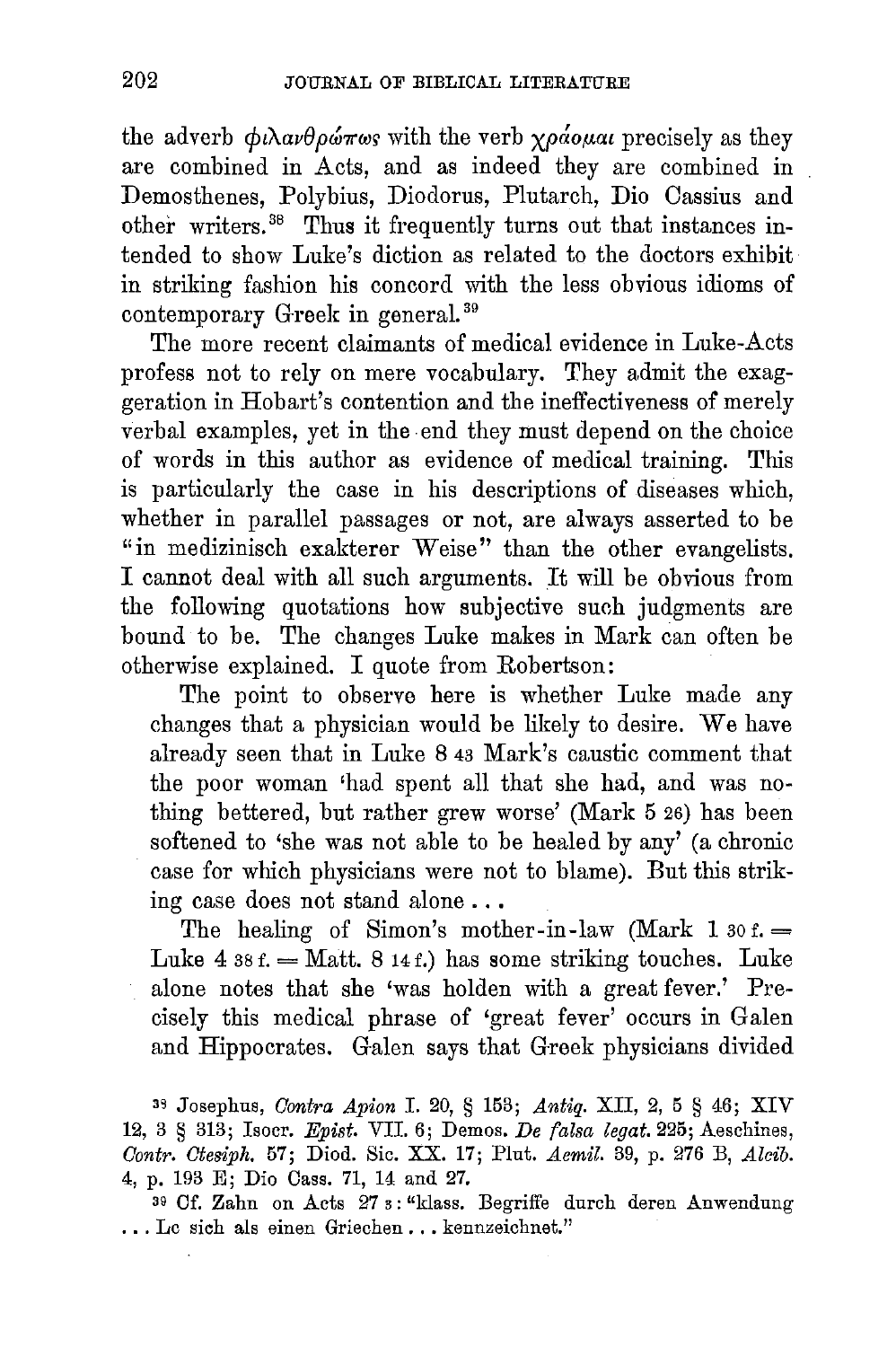the adverb φιλανθρώπως with the verb χράομαι precisely as they are combined in Acts, and as indeed they are combined in Demosthenes, Polybius, Diodorus, Plutarch, Dio Cassius and other writers.[38] Thus it frequently turns out that instances intended to show Luke's diction as related to the doctors exhibit in striking fashion his concord with the less obvious idioms of contemporary Greek in general.[39]

The more recent claimants of medical evidence in Luke-Acts profess not to rely on mere vocabulary. They admit the exaggeration in Hobart's contention and the ineffectiveness of merely verbal examples, yet in the end they must depend on the choice of words in this author as evidence of medical training. This is particularly the case in his descriptions of diseases which, whether in parallel passages or not, are always asserted to be "in medizinisch exakterer Weise" than the other evangelists. I cannot deal with all such arguments. It will be obvious from the following quotations how subjective such judgments are bound to be. The changes Luke makes in Mark can often be otherwise explained. I quote from Robertson:

> The point to observe here is whether Luke made any changes that a physician would be likely to desire. We have already seen that in Luke 8 43 Mark's caustic comment that the poor woman 'had spent all that she had, and was nothing bettered, but rather grew worse' (Mark 5 26) has been softened to 'she was not able to be healed by any' (a chronic case for which physicians were not to blame). But this striking case does not stand alone . . .
>
> The healing of Simon's mother-in-law (Mark 1 30 f. = Luke 4 38 f. = Matt. 8 14 f.) has some striking touches. Luke alone notes that she 'was holden with a great fever.' Precisely this medical phrase of 'great fever' occurs in Galen and Hippocrates. Galen says that Greek physicians divided

[38] Josephus, *Contra Apion* I. 20, § 153; *Antiq.* XII, 2, 5 § 46; XIV 12, 3 § 313; Isocr. *Epist.* VII. 6; Demos. *De falsa legat.* 225; Aeschines, *Contr. Ctesiph.* 57; Diod. Sic. XX. 17; Plut. *Aemil.* 39, p. 276 B, *Alcib.* 4, p. 193 E; Dio Cass. 71, 14 and 27.

[39] Cf. Zahn on Acts 27 3: "klass. Begriffe durch deren Anwendung . . . Lc sich als einen Griechen . . . kennzeichnet."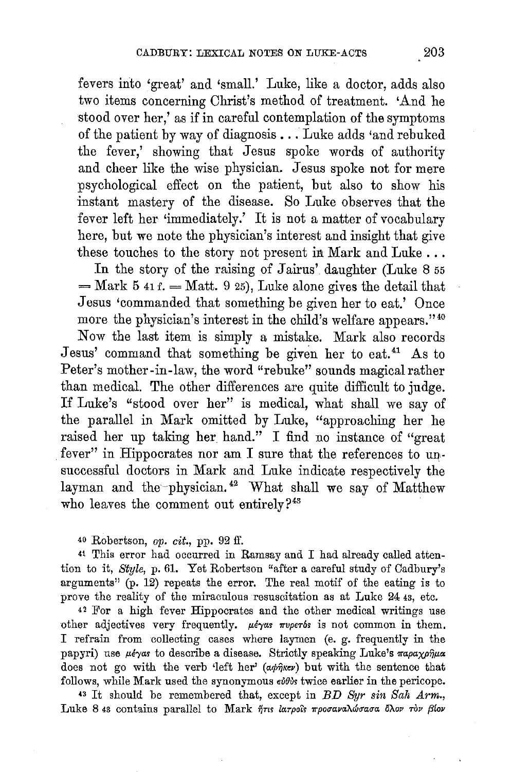fevers into 'great' and 'small.' Luke, like a doctor, adds also two items concerning Christ's method of treatment. 'And he stood over her,' as if in careful contemplation of the symptoms of the patient by way of diagnosis . . . Luke adds 'and rebuked the fever,' showing that Jesus spoke words of authority and cheer like the wise physician. Jesus spoke not for mere psychological effect on the patient, but also to show his instant mastery of the disease. So Luke observes that the fever left her 'immediately.' It is not a matter of vocabulary here, but we note the physician's interest and insight that give these touches to the story not present in Mark and Luke . . .

In the story of the raising of Jairus' daughter (Luke 8 55 = Mark 5 41 f. = Matt. 9 25), Luke alone gives the detail that Jesus 'commanded that something be given her to eat.' Once more the physician's interest in the child's welfare appears."[40]

Now the last item is simply a mistake. Mark also records Jesus' command that something be given her to eat.[41] As to Peter's mother-in-law, the word "rebuke" sounds magical rather than medical. The other differences are quite difficult to judge. If Luke's "stood over her" is medical, what shall we say of the parallel in Mark omitted by Luke, "approaching her he raised her up taking her hand." I find no instance of "great fever" in Hippocrates nor am I sure that the references to unsuccessful doctors in Mark and Luke indicate respectively the layman and the physician.[42] What shall we say of Matthew who leaves the comment out entirely?[43]

[40] Robertson, *op. cit.*, pp. 92 ff.

[41] This error had occurred in Ramsay and I had already called attention to it, *Style*, p. 61. Yet Robertson "after a careful study of Cadbury's arguments" (p. 12) repeats the error. The real motif of the eating is to prove the reality of the miraculous resuscitation as at Luke 24 43, etc.

[42] For a high fever Hippocrates and the other medical writings use other adjectives very frequently. μέγας πυρετός is not common in them. I refrain from collecting cases where laymen (e. g. frequently in the papyri) use μέγας to describe a disease. Strictly speaking Luke's παραχρῆμα does not go with the verb 'left her' (ἀφῆκεν) but with the sentence that follows, while Mark used the synonymous εὐθὺς twice earlier in the pericope.

[43] It should be remembered that, except in *BD Syr sin Sah Arm.*, Luke 8 43 contains parallel to Mark ἥτις ἰατροῖς προσαναλώσασα ὅλον τὸν βίον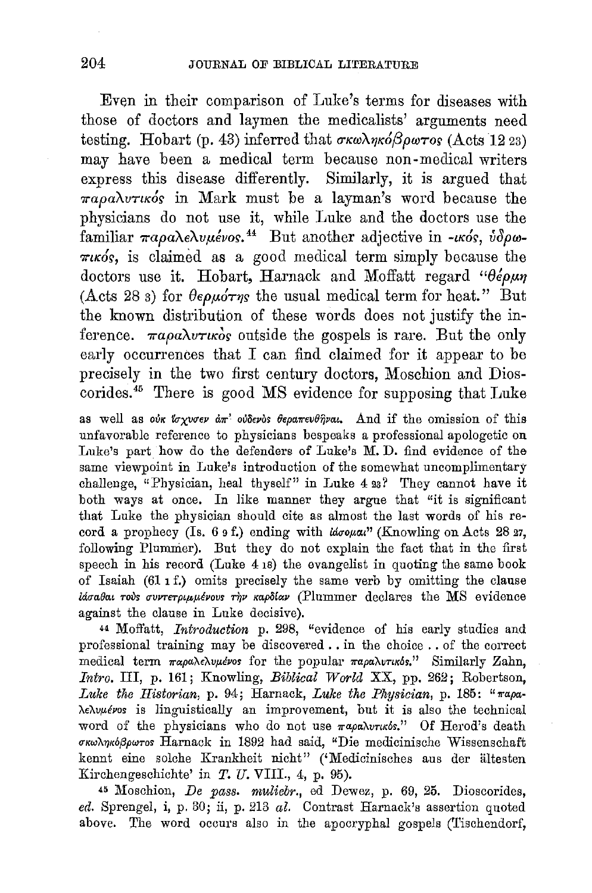Even in their comparison of Luke's terms for diseases with those of doctors and laymen the medicalists' arguments need testing. Hobart (p. 43) inferred that σκωληκόβρωτος (Acts 12 23) may have been a medical term because non-medical writers express this disease differently. Similarly, it is argued that παραλυτικός in Mark must be a layman's word because the physicians do not use it, while Luke and the doctors use the familiar παραλελυμένος.[44] But another adjective in -ικός, ὑδρωπικός, is claimed as a good medical term simply because the doctors use it. Hobart, Harnack and Moffatt regard "θέρμη (Acts 28 3) for θερμότης the usual medical term for heat." But the known distribution of these words does not justify the inference. παραλυτικὸς outside the gospels is rare. But the only early occurrences that I can find claimed for it appear to be precisely in the two first century doctors, Moschion and Dioscorides.[45] There is good MS evidence for supposing that Luke

as well as οὐκ ἴσχυσεν ἀπ' οὐδενὸς θεραπευθῆναι. And if the omission of this unfavorable reference to physicians bespeaks a professional apologetic on Luke's part how do the defenders of Luke's M. D. find evidence of the same viewpoint in Luke's introduction of the somewhat uncomplimentary challenge, "Physician, heal thyself" in Luke 4 23? They cannot have it both ways at once. In like manner they argue that "it is significant that Luke the physician should cite as almost the last words of his record a prophecy (Is. 6 9 f.) ending with ἰάσομαι" (Knowling on Acts 28 27, following Plummer). But they do not explain the fact that in the first speech in his record (Luke 4 18) the evangelist in quoting the same book of Isaiah (61 1 f.) omits precisely the same verb by omitting the clause ἰάσασθαι τοὺς συντετριμμένους τὴν καρδίαν (Plummer declares the MS evidence against the clause in Luke decisive).

[44] Moffatt, *Introduction* p. 298, "evidence of his early studies and professional training may be discovered .. in the choice .. of the correct medical term παραλελυμένος for the popular παραλυτικός." Similarly Zahn, *Intro.* III, p. 161; Knowling, *Biblical World* XX, pp. 262; Robertson, *Luke the Historian*, p. 94; Harnack, *Luke the Physician*, p. 185: "παραλελυμένος is linguistically an improvement, but it is also the technical word of the physicians who do not use παραλυτικός." Of Herod's death σκωληκόβρωτος Harnack in 1892 had said, "Die medicinische Wissenschaft kennt eine solche Krankheit nicht" ('Medicinisches aus der ältesten Kirchengeschichte' in *T. U.* VIII., 4, p. 95).

[45] Moschion, *De pass. muliebr.*, ed Dewez, p. 69, 25. Dioscorides, *ed.* Sprengel, i, p. 30; ii, p. 213 *al.* Contrast Harnack's assertion quoted above. The word occurs also in the apocryphal gospels (Tischendorf,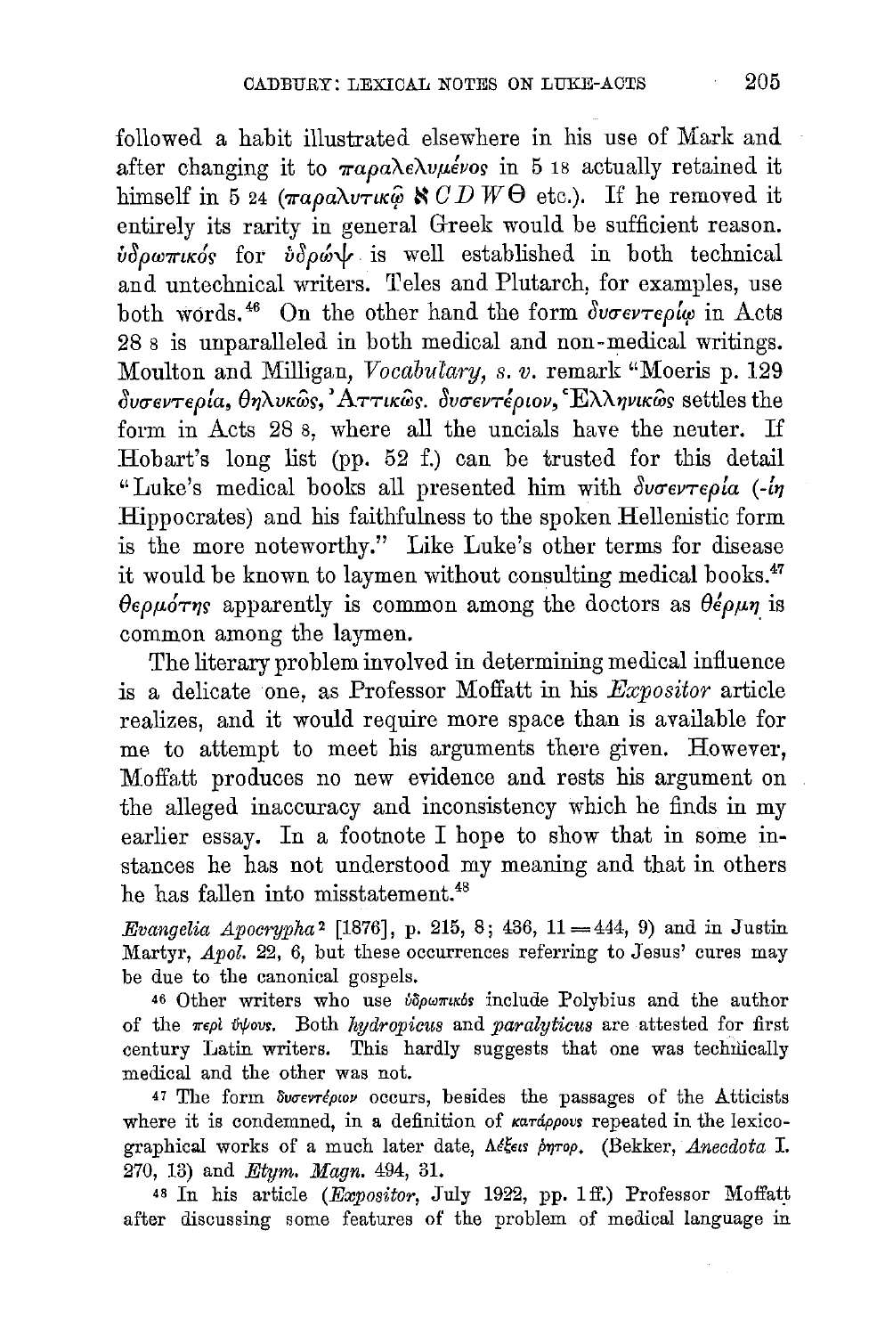followed a habit illustrated elsewhere in his use of Mark and after changing it to παραλελυμένος in 5 18 actually retained it himself in 5 24 (παραλυτικῷ ℵ C D W Θ etc.). If he removed it entirely its rarity in general Greek would be sufficient reason. ὑδρωπικός for ὑδρώψ is well established in both technical and untechnical writers. Teles and Plutarch, for examples, use both words.[46] On the other hand the form δυσεντερίῳ in Acts 28 8 is unparalleled in both medical and non-medical writings. Moulton and Milligan, *Vocabulary, s. v.* remark "Moeris p. 129 δυσεντερία, θηλυκῶς, Ἀττικῶς. δυσεντέριον, Ἑλληνικῶς settles the form in Acts 28 8, where all the uncials have the neuter. If Hobart's long list (pp. 52 f.) can be trusted for this detail "Luke's medical books all presented him with δυσεντερία (-ίη Hippocrates) and his faithfulness to the spoken Hellenistic form is the more noteworthy." Like Luke's other terms for disease it would be known to laymen without consulting medical books.[47] θερμότης apparently is common among the doctors as θέρμη is common among the laymen.

The literary problem involved in determining medical influence is a delicate one, as Professor Moffatt in his *Expositor* article realizes, and it would require more space than is available for me to attempt to meet his arguments there given. However, Moffatt produces no new evidence and rests his argument on the alleged inaccuracy and inconsistency which he finds in my earlier essay. In a footnote I hope to show that in some instances he has not understood my meaning and that in others he has fallen into misstatement.[48]

*Evangelia Apocrypha*[2] [1876], p. 215, 8; 436, 11 = 444, 9) and in Justin Martyr, *Apol.* 22, 6, but these occurrences referring to Jesus' cures may be due to the canonical gospels.

[46] Other writers who use ὑδρωπικός include Polybius and the author of the περὶ ὕψους. Both *hydropicus* and *paralyticus* are attested for first century Latin writers. This hardly suggests that one was technically medical and the other was not.

[47] The form δυσεντέριον occurs, besides the passages of the Atticists where it is condemned, in a definition of κατάρρους repeated in the lexicographical works of a much later date, Λέξεις ῥητορ. (Bekker, *Anecdota* I. 270, 13) and *Etym. Magn.* 494, 31.

[48] In his article (*Expositor*, July 1922, pp. 1 ff.) Professor Moffatt after discussing some features of the problem of medical language in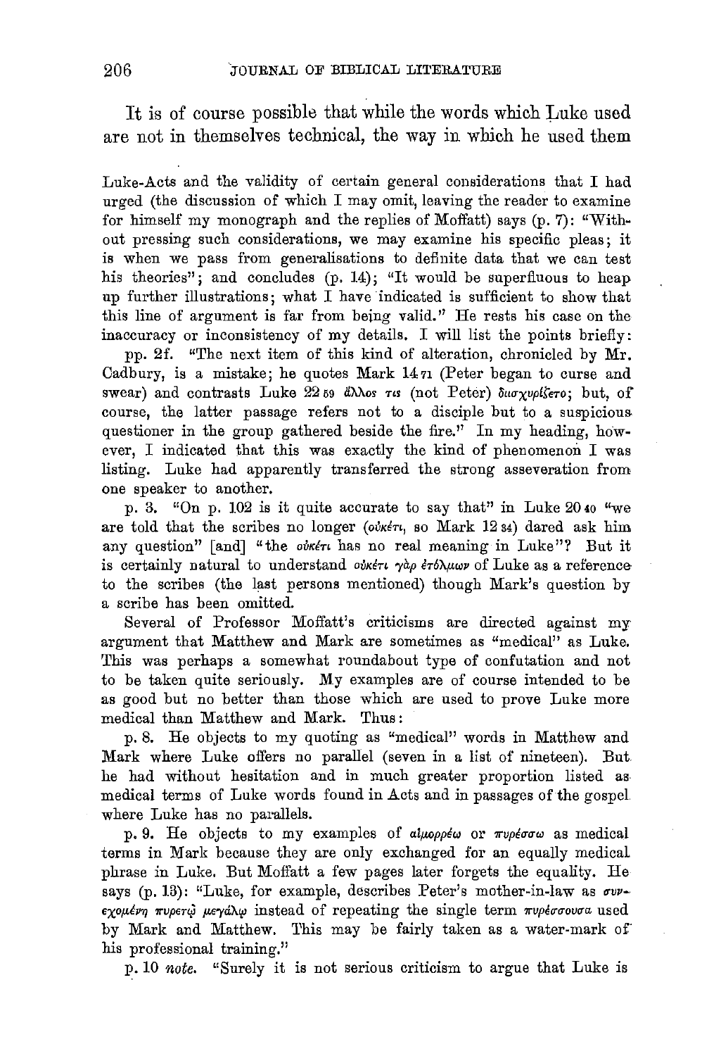It is of course possible that while the words which Luke used are not in themselves technical, the way in which he used them

Luke-Acts and the validity of certain general considerations that I had urged (the discussion of which I may omit, leaving the reader to examine for himself my monograph and the replies of Moffatt) says (p. 7): "Without pressing such considerations, we may examine his specific pleas; it is when we pass from generalisations to definite data that we can test his theories"; and concludes (p. 14); "It would be superfluous to heap up further illustrations; what I have indicated is sufficient to show that this line of argument is far from being valid." He rests his case on the inaccuracy or inconsistency of my details. I will list the points briefly:

pp. 2f. "The next item of this kind of alteration, chronicled by Mr. Cadbury, is a mistake; he quotes Mark 14 71 (Peter began to curse and swear) and contrasts Luke 22 59 ἄλλος τις (not Peter) διισχυρίζετο; but, of course, the latter passage refers not to a disciple but to a suspicious questioner in the group gathered beside the fire." In my heading, however, I indicated that this was exactly the kind of phenomenon I was listing. Luke had apparently transferred the strong asseveration from one speaker to another.

p. 3. "On p. 102 is it quite accurate to say that" in Luke 20 40 "we are told that the scribes no longer (οὐκέτι, so Mark 12 34) dared ask him any question" [and] "the οὐκέτι has no real meaning in Luke"? But it is certainly natural to understand οὐκέτι γὰρ ἐτόλμων of Luke as a reference to the scribes (the last persons mentioned) though Mark's question by a scribe has been omitted.

Several of Professor Moffatt's criticisms are directed against my argument that Matthew and Mark are sometimes as "medical" as Luke. This was perhaps a somewhat roundabout type of confutation and not to be taken quite seriously. My examples are of course intended to be as good but no better than those which are used to prove Luke more medical than Matthew and Mark. Thus:

p. 8. He objects to my quoting as "medical" words in Matthew and Mark where Luke offers no parallel (seven in a list of nineteen). But he had without hesitation and in much greater proportion listed as medical terms of Luke words found in Acts and in passages of the gospel where Luke has no parallels.

p. 9. He objects to my examples of αἱμορρέω or πυρέσσω as medical terms in Mark because they are only exchanged for an equally medical phrase in Luke. But Moffatt a few pages later forgets the equality. He says (p. 13): "Luke, for example, describes Peter's mother-in-law as συνεχομένη πυρετῷ μεγάλῳ instead of repeating the single term πυρέσσουσα used by Mark and Matthew. This may be fairly taken as a water-mark of his professional training."

p. 10 *note*. "Surely it is not serious criticism to argue that Luke is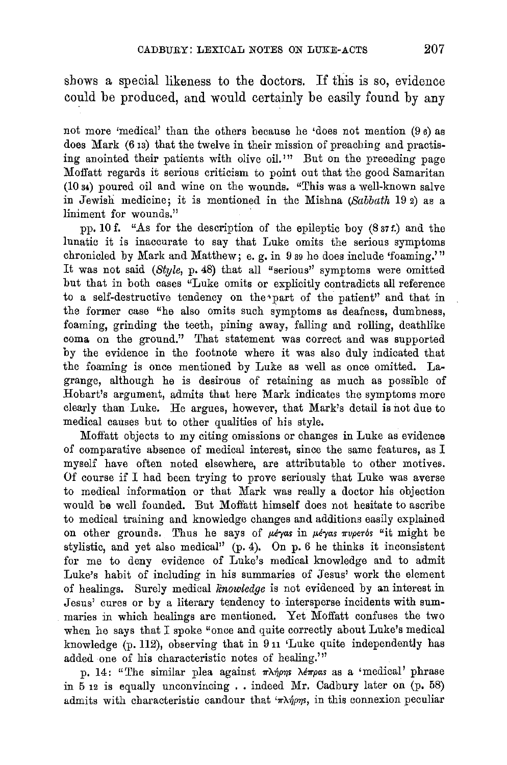shows a special likeness to the doctors. If this is so, evidence could be produced, and would certainly be easily found by any

not more 'medical' than the others because he 'does not mention (9 6) as does Mark (6 13) that the twelve in their mission of preaching and practising anointed their patients with olive oil.'" But on the preceding page Moffatt regards it serious criticism to point out that the good Samaritan (10 34) poured oil and wine on the wounds. "This was a well-known salve in Jewish medicine; it is mentioned in the Mishna (*Sabbath* 19 2) as a liniment for wounds."

pp. 10 f. "As for the description of the epileptic boy (8 37 f.) and the lunatic it is inaccurate to say that Luke omits the serious symptoms chronicled by Mark and Matthew; e. g. in 9 39 he does include 'foaming.'" It was not said (*Style*, p. 48) that all "serious" symptoms were omitted but that in both cases "Luke omits or explicitly contradicts all reference to a self-destructive tendency on the part of the patient" and that in the former case "he also omits such symptoms as deafness, dumbness, foaming, grinding the teeth, pining away, falling and rolling, deathlike coma on the ground." That statement was correct and was supported by the evidence in the footnote where it was also duly indicated that the foaming is once mentioned by Luke as well as once omitted. Lagrange, although he is desirous of retaining as much as possible of Hobart's argument, admits that here Mark indicates the symptoms more clearly than Luke. He argues, however, that Mark's detail is not due to medical causes but to other qualities of his style.

Moffatt objects to my citing omissions or changes in Luke as evidence of comparative absence of medical interest, since the same features, as I myself have often noted elsewhere, are attributable to other motives. Of course if I had been trying to prove seriously that Luke was averse to medical information or that Mark was really a doctor his objection would be well founded. But Moffatt himself does not hesitate to ascribe to medical training and knowledge changes and additions easily explained on other grounds. Thus he says of μέγας in μέγας πυρετός "it might be stylistic, and yet also medical" (p. 4). On p. 6 he thinks it inconsistent for me to deny evidence of Luke's medical knowledge and to admit Luke's habit of including in his summaries of Jesus' work the element of healings. Surely medical *knowledge* is not evidenced by an interest in Jesus' cures or by a literary tendency to intersperse incidents with summaries in which healings are mentioned. Yet Moffatt confuses the two when he says that I spoke "once and quite correctly about Luke's medical knowledge (p. 112), observing that in 9 11 'Luke quite independently has added one of his characteristic notes of healing.'"

p. 14: "The similar plea against πλήρης λέπρας as a 'medical' phrase in 5 12 is equally unconvincing . . indeed Mr. Cadbury later on (p. 58) admits with characteristic candour that 'πλήρης, in this connexion peculiar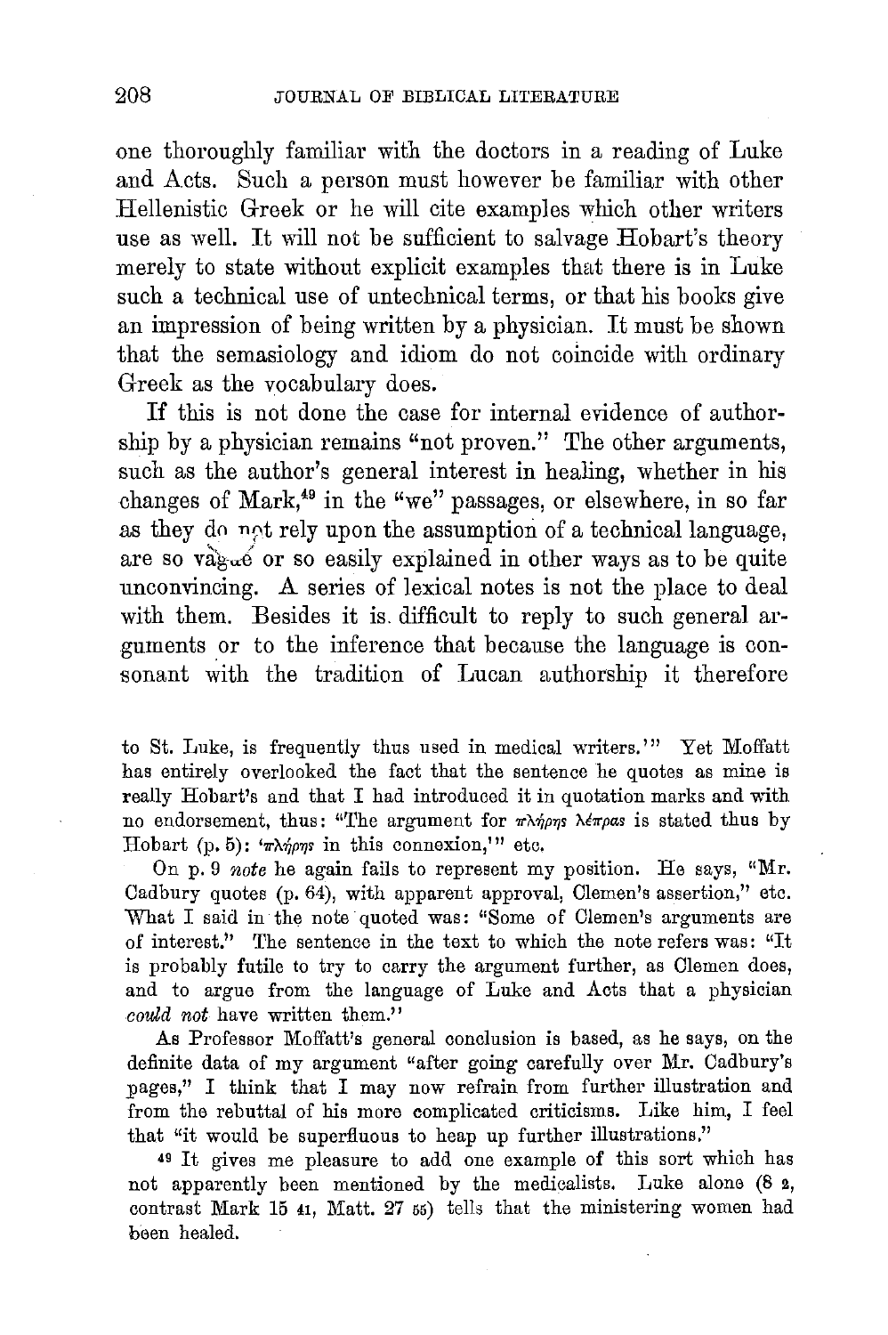one thoroughly familiar with the doctors in a reading of Luke and Acts. Such a person must however be familiar with other Hellenistic Greek or he will cite examples which other writers use as well. It will not be sufficient to salvage Hobart's theory merely to state without explicit examples that there is in Luke such a technical use of untechnical terms, or that his books give an impression of being written by a physician. It must be shown that the semasiology and idiom do not coincide with ordinary Greek as the vocabulary does.

If this is not done the case for internal evidence of authorship by a physician remains "not proven." The other arguments, such as the author's general interest in healing, whether in his changes of Mark,[49] in the "we" passages, or elsewhere, in so far as they do not rely upon the assumption of a technical language, are so vague or so easily explained in other ways as to be quite unconvincing. A series of lexical notes is not the place to deal with them. Besides it is difficult to reply to such general arguments or to the inference that because the language is consonant with the tradition of Lucan authorship it therefore

to St. Luke, is frequently thus used in medical writers.'" Yet Moffatt has entirely overlooked the fact that the sentence he quotes as mine is really Hobart's and that I had introduced it in quotation marks and with no endorsement, thus: "The argument for πλήρης λέπρας is stated thus by Hobart (p. 5): 'πλήρης in this connexion,'" etc.

On p. 9 *note* he again fails to represent my position. He says, "Mr. Cadbury quotes (p. 64), with apparent approval, Clemen's assertion," etc. What I said in the note quoted was: "Some of Clemen's arguments are of interest." The sentence in the text to which the note refers was: "It is probably futile to try to carry the argument further, as Clemen does, and to argue from the language of Luke and Acts that a physician *could not* have written them."

As Professor Moffatt's general conclusion is based, as he says, on the definite data of my argument "after going carefully over Mr. Cadbury's pages," I think that I may now refrain from further illustration and from the rebuttal of his more complicated criticisms. Like him, I feel that "it would be superfluous to heap up further illustrations."

[49] It gives me pleasure to add one example of this sort which has not apparently been mentioned by the medicalists. Luke alone (8 2, contrast Mark 15 41, Matt. 27 55) tells that the ministering women had been healed.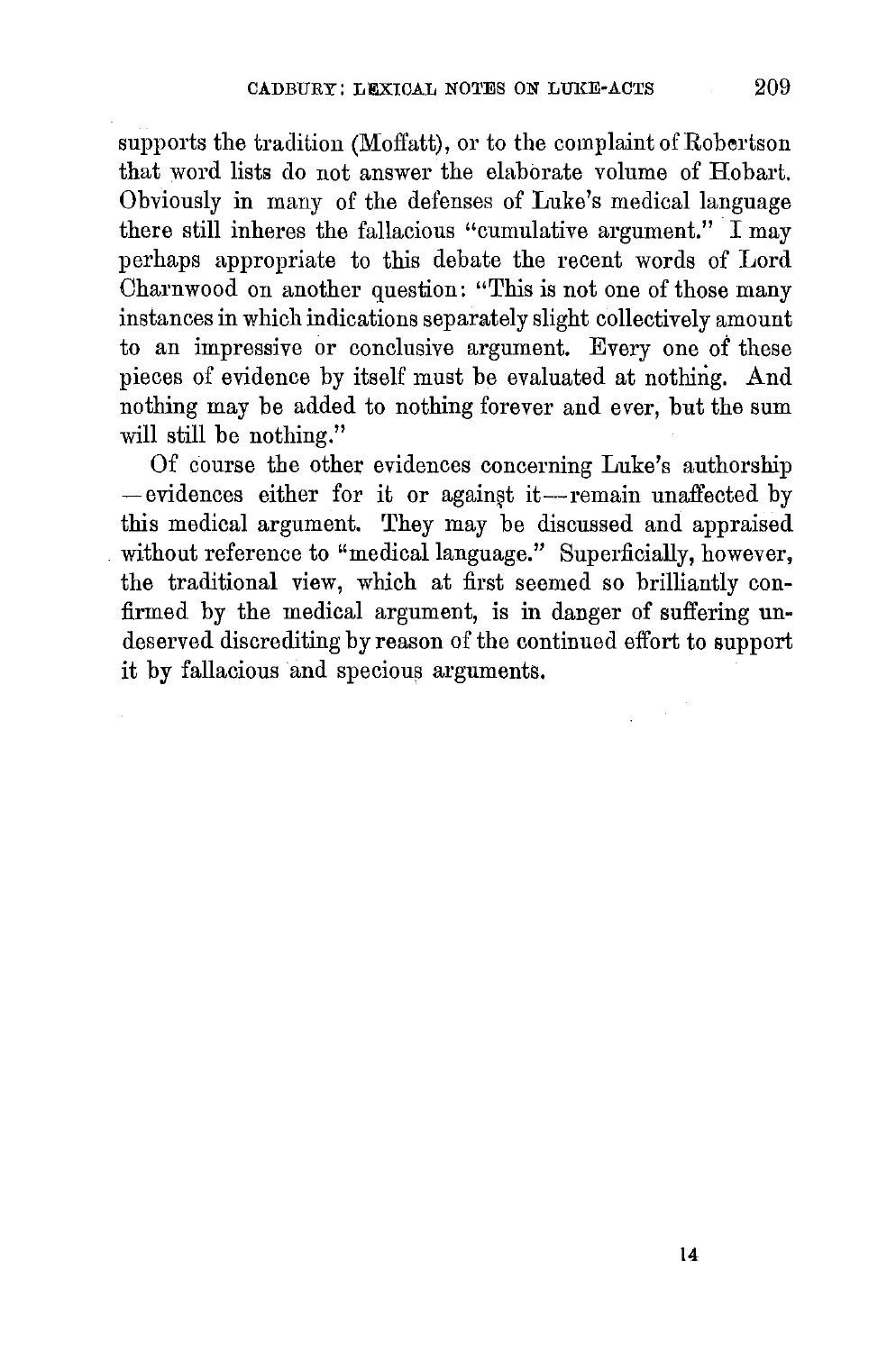supports the tradition (Moffatt), or to the complaint of Robertson that word lists do not answer the elaborate volume of Hobart. Obviously in many of the defenses of Luke's medical language there still inheres the fallacious "cumulative argument." I may perhaps appropriate to this debate the recent words of Lord Charnwood on another question: "This is not one of those many instances in which indications separately slight collectively amount to an impressive or conclusive argument. Every one of these pieces of evidence by itself must be evaluated at nothing. And nothing may be added to nothing forever and ever, but the sum will still be nothing."

Of course the other evidences concerning Luke's authorship—evidences either for it or against it—remain unaffected by this medical argument. They may be discussed and appraised without reference to "medical language." Superficially, however, the traditional view, which at first seemed so brilliantly confirmed by the medical argument, is in danger of suffering undeserved discrediting by reason of the continued effort to support it by fallacious and specious arguments.